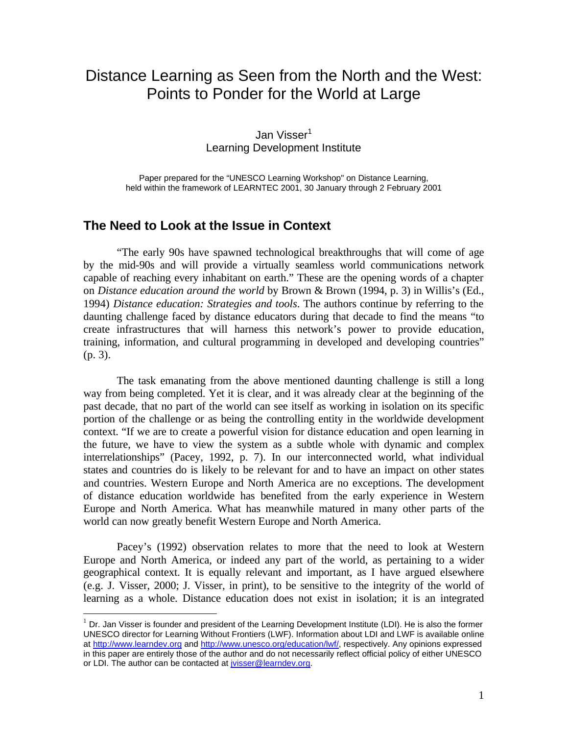# Distance Learning as Seen from the North and the West: Points to Ponder for the World at Large

Jan Visser[1]
Learning Development Institute

Paper prepared for the "UNESCO Learning Workshop" on Distance Learning, held within the framework of LEARNTEC 2001, 30 January through 2 February 2001

## The Need to Look at the Issue in Context

"The early 90s have spawned technological breakthroughs that will come of age by the mid-90s and will provide a virtually seamless world communications network capable of reaching every inhabitant on earth." These are the opening words of a chapter on *Distance education around the world* by Brown & Brown (1994, p. 3) in Willis's (Ed., 1994) *Distance education: Strategies and tools*. The authors continue by referring to the daunting challenge faced by distance educators during that decade to find the means "to create infrastructures that will harness this network's power to provide education, training, information, and cultural programming in developed and developing countries" (p. 3).

The task emanating from the above mentioned daunting challenge is still a long way from being completed. Yet it is clear, and it was already clear at the beginning of the past decade, that no part of the world can see itself as working in isolation on its specific portion of the challenge or as being the controlling entity in the worldwide development context. "If we are to create a powerful vision for distance education and open learning in the future, we have to view the system as a subtle whole with dynamic and complex interrelationships" (Pacey, 1992, p. 7). In our interconnected world, what individual states and countries do is likely to be relevant for and to have an impact on other states and countries. Western Europe and North America are no exceptions. The development of distance education worldwide has benefited from the early experience in Western Europe and North America. What has meanwhile matured in many other parts of the world can now greatly benefit Western Europe and North America.

Pacey's (1992) observation relates to more that the need to look at Western Europe and North America, or indeed any part of the world, as pertaining to a wider geographical context. It is equally relevant and important, as I have argued elsewhere (e.g. J. Visser, 2000; J. Visser, in print), to be sensitive to the integrity of the world of learning as a whole. Distance education does not exist in isolation; it is an integrated

[1] Dr. Jan Visser is founder and president of the Learning Development Institute (LDI). He is also the former UNESCO director for Learning Without Frontiers (LWF). Information about LDI and LWF is available online at http://www.learndev.org and http://www.unesco.org/education/lwf/, respectively. Any opinions expressed in this paper are entirely those of the author and do not necessarily reflect official policy of either UNESCO or LDI. The author can be contacted at jvisser@learndev.org.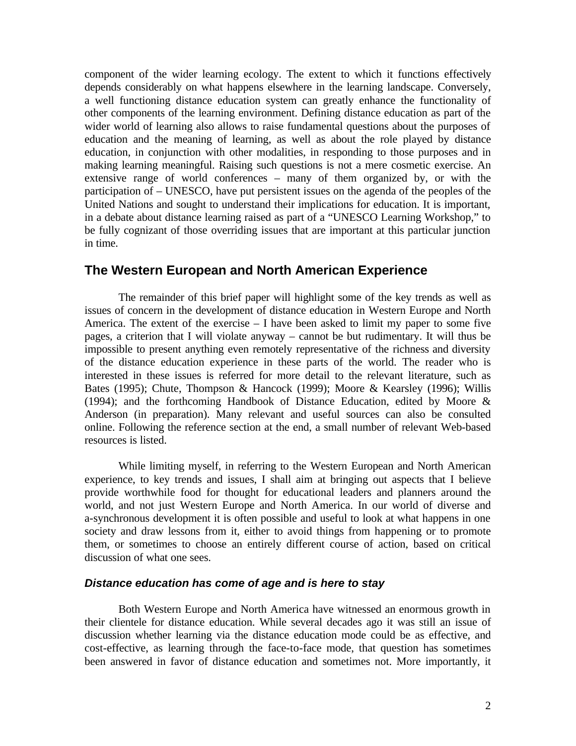component of the wider learning ecology. The extent to which it functions effectively depends considerably on what happens elsewhere in the learning landscape. Conversely, a well functioning distance education system can greatly enhance the functionality of other components of the learning environment. Defining distance education as part of the wider world of learning also allows to raise fundamental questions about the purposes of education and the meaning of learning, as well as about the role played by distance education, in conjunction with other modalities, in responding to those purposes and in making learning meaningful. Raising such questions is not a mere cosmetic exercise. An extensive range of world conferences – many of them organized by, or with the participation of – UNESCO, have put persistent issues on the agenda of the peoples of the United Nations and sought to understand their implications for education. It is important, in a debate about distance learning raised as part of a "UNESCO Learning Workshop," to be fully cognizant of those overriding issues that are important at this particular junction in time.

## The Western European and North American Experience

The remainder of this brief paper will highlight some of the key trends as well as issues of concern in the development of distance education in Western Europe and North America. The extent of the exercise – I have been asked to limit my paper to some five pages, a criterion that I will violate anyway – cannot be but rudimentary. It will thus be impossible to present anything even remotely representative of the richness and diversity of the distance education experience in these parts of the world. The reader who is interested in these issues is referred for more detail to the relevant literature, such as Bates (1995); Chute, Thompson & Hancock (1999); Moore & Kearsley (1996); Willis (1994); and the forthcoming Handbook of Distance Education, edited by Moore & Anderson (in preparation). Many relevant and useful sources can also be consulted online. Following the reference section at the end, a small number of relevant Web-based resources is listed.

While limiting myself, in referring to the Western European and North American experience, to key trends and issues, I shall aim at bringing out aspects that I believe provide worthwhile food for thought for educational leaders and planners around the world, and not just Western Europe and North America. In our world of diverse and a-synchronous development it is often possible and useful to look at what happens in one society and draw lessons from it, either to avoid things from happening or to promote them, or sometimes to choose an entirely different course of action, based on critical discussion of what one sees.

### *Distance education has come of age and is here to stay*

Both Western Europe and North America have witnessed an enormous growth in their clientele for distance education. While several decades ago it was still an issue of discussion whether learning via the distance education mode could be as effective, and cost-effective, as learning through the face-to-face mode, that question has sometimes been answered in favor of distance education and sometimes not. More importantly, it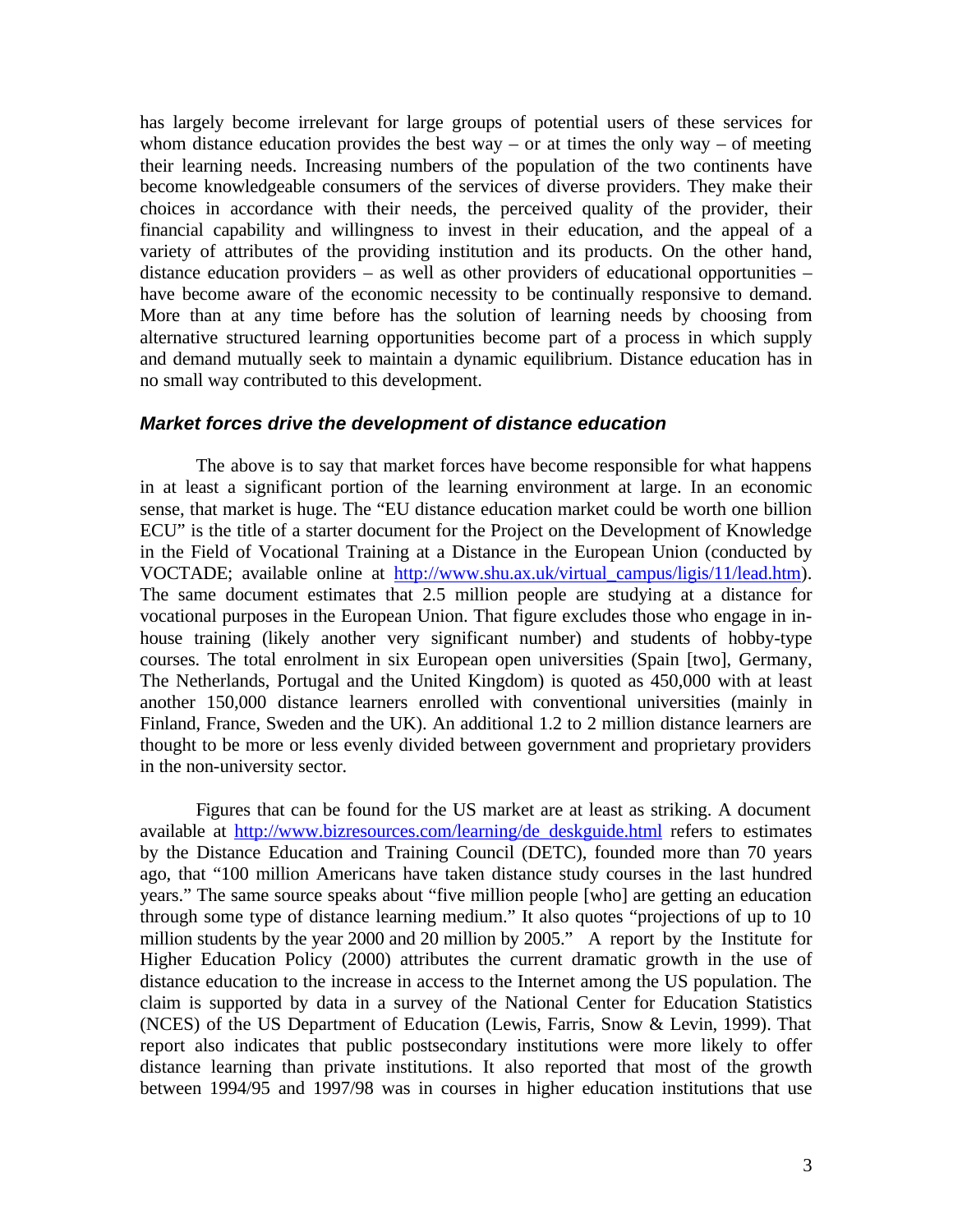has largely become irrelevant for large groups of potential users of these services for whom distance education provides the best way – or at times the only way – of meeting their learning needs. Increasing numbers of the population of the two continents have become knowledgeable consumers of the services of diverse providers. They make their choices in accordance with their needs, the perceived quality of the provider, their financial capability and willingness to invest in their education, and the appeal of a variety of attributes of the providing institution and its products. On the other hand, distance education providers – as well as other providers of educational opportunities – have become aware of the economic necessity to be continually responsive to demand. More than at any time before has the solution of learning needs by choosing from alternative structured learning opportunities become part of a process in which supply and demand mutually seek to maintain a dynamic equilibrium. Distance education has in no small way contributed to this development.

### *Market forces drive the development of distance education*

The above is to say that market forces have become responsible for what happens in at least a significant portion of the learning environment at large. In an economic sense, that market is huge. The "EU distance education market could be worth one billion ECU" is the title of a starter document for the Project on the Development of Knowledge in the Field of Vocational Training at a Distance in the European Union (conducted by VOCTADE; available online at http://www.shu.ax.uk/virtual_campus/ligis/11/lead.htm). The same document estimates that 2.5 million people are studying at a distance for vocational purposes in the European Union. That figure excludes those who engage in in-house training (likely another very significant number) and students of hobby-type courses. The total enrolment in six European open universities (Spain [two], Germany, The Netherlands, Portugal and the United Kingdom) is quoted as 450,000 with at least another 150,000 distance learners enrolled with conventional universities (mainly in Finland, France, Sweden and the UK). An additional 1.2 to 2 million distance learners are thought to be more or less evenly divided between government and proprietary providers in the non-university sector.

Figures that can be found for the US market are at least as striking. A document available at http://www.bizresources.com/learning/de_deskguide.html refers to estimates by the Distance Education and Training Council (DETC), founded more than 70 years ago, that "100 million Americans have taken distance study courses in the last hundred years." The same source speaks about "five million people [who] are getting an education through some type of distance learning medium." It also quotes "projections of up to 10 million students by the year 2000 and 20 million by 2005." A report by the Institute for Higher Education Policy (2000) attributes the current dramatic growth in the use of distance education to the increase in access to the Internet among the US population. The claim is supported by data in a survey of the National Center for Education Statistics (NCES) of the US Department of Education (Lewis, Farris, Snow & Levin, 1999). That report also indicates that public postsecondary institutions were more likely to offer distance learning than private institutions. It also reported that most of the growth between 1994/95 and 1997/98 was in courses in higher education institutions that use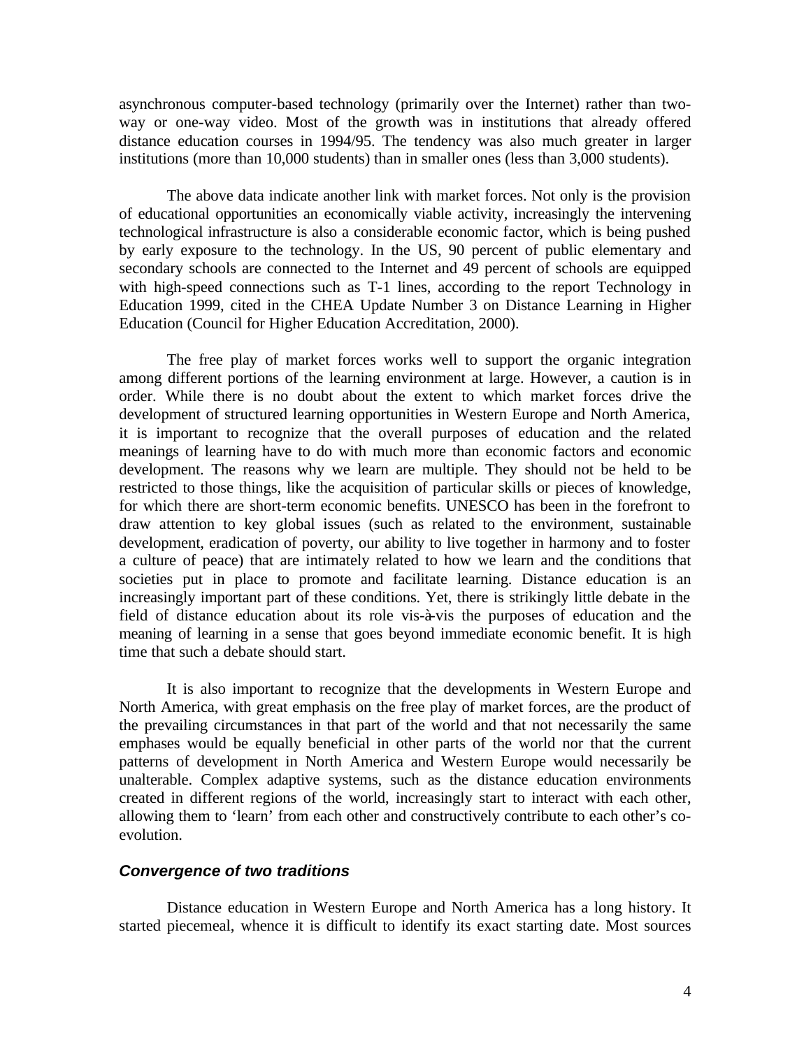asynchronous computer-based technology (primarily over the Internet) rather than two-way or one-way video. Most of the growth was in institutions that already offered distance education courses in 1994/95. The tendency was also much greater in larger institutions (more than 10,000 students) than in smaller ones (less than 3,000 students).

The above data indicate another link with market forces. Not only is the provision of educational opportunities an economically viable activity, increasingly the intervening technological infrastructure is also a considerable economic factor, which is being pushed by early exposure to the technology. In the US, 90 percent of public elementary and secondary schools are connected to the Internet and 49 percent of schools are equipped with high-speed connections such as T-1 lines, according to the report Technology in Education 1999, cited in the CHEA Update Number 3 on Distance Learning in Higher Education (Council for Higher Education Accreditation, 2000).

The free play of market forces works well to support the organic integration among different portions of the learning environment at large. However, a caution is in order. While there is no doubt about the extent to which market forces drive the development of structured learning opportunities in Western Europe and North America, it is important to recognize that the overall purposes of education and the related meanings of learning have to do with much more than economic factors and economic development. The reasons why we learn are multiple. They should not be held to be restricted to those things, like the acquisition of particular skills or pieces of knowledge, for which there are short-term economic benefits. UNESCO has been in the forefront to draw attention to key global issues (such as related to the environment, sustainable development, eradication of poverty, our ability to live together in harmony and to foster a culture of peace) that are intimately related to how we learn and the conditions that societies put in place to promote and facilitate learning. Distance education is an increasingly important part of these conditions. Yet, there is strikingly little debate in the field of distance education about its role vis-à-vis the purposes of education and the meaning of learning in a sense that goes beyond immediate economic benefit. It is high time that such a debate should start.

It is also important to recognize that the developments in Western Europe and North America, with great emphasis on the free play of market forces, are the product of the prevailing circumstances in that part of the world and that not necessarily the same emphases would be equally beneficial in other parts of the world nor that the current patterns of development in North America and Western Europe would necessarily be unalterable. Complex adaptive systems, such as the distance education environments created in different regions of the world, increasingly start to interact with each other, allowing them to 'learn' from each other and constructively contribute to each other's co-evolution.

### *Convergence of two traditions*

Distance education in Western Europe and North America has a long history. It started piecemeal, whence it is difficult to identify its exact starting date. Most sources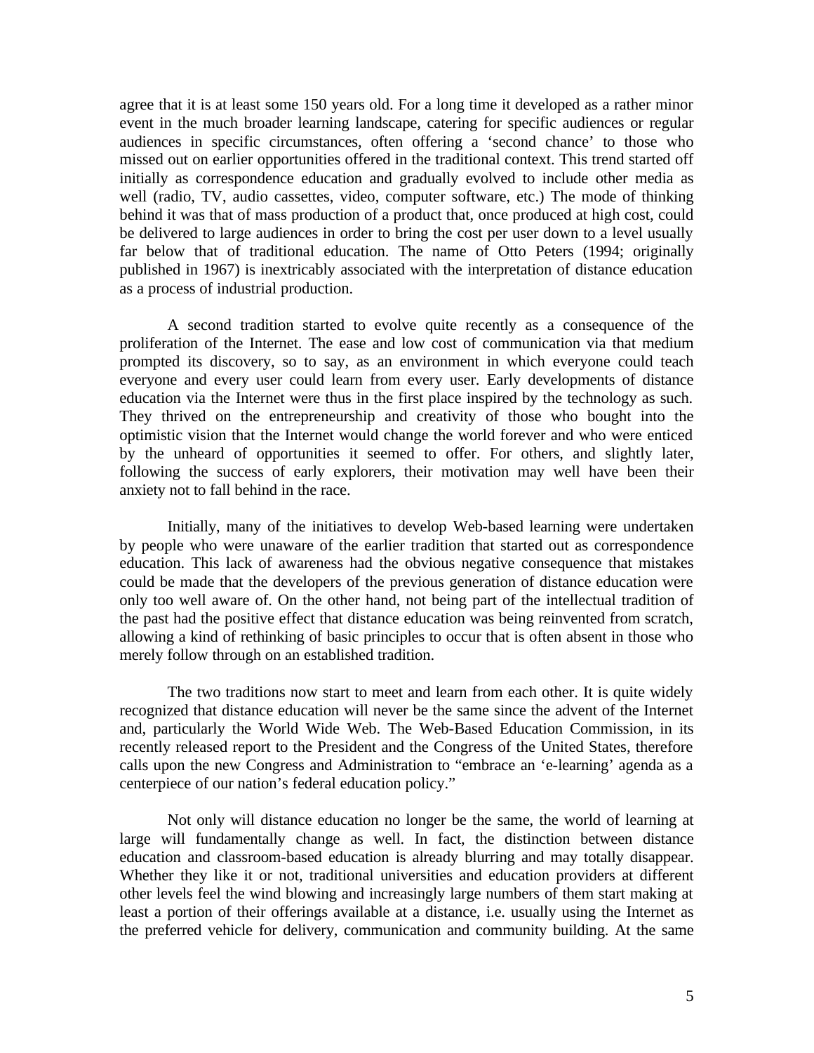agree that it is at least some 150 years old. For a long time it developed as a rather minor event in the much broader learning landscape, catering for specific audiences or regular audiences in specific circumstances, often offering a 'second chance' to those who missed out on earlier opportunities offered in the traditional context. This trend started off initially as correspondence education and gradually evolved to include other media as well (radio, TV, audio cassettes, video, computer software, etc.) The mode of thinking behind it was that of mass production of a product that, once produced at high cost, could be delivered to large audiences in order to bring the cost per user down to a level usually far below that of traditional education. The name of Otto Peters (1994; originally published in 1967) is inextricably associated with the interpretation of distance education as a process of industrial production.

A second tradition started to evolve quite recently as a consequence of the proliferation of the Internet. The ease and low cost of communication via that medium prompted its discovery, so to say, as an environment in which everyone could teach everyone and every user could learn from every user. Early developments of distance education via the Internet were thus in the first place inspired by the technology as such. They thrived on the entrepreneurship and creativity of those who bought into the optimistic vision that the Internet would change the world forever and who were enticed by the unheard of opportunities it seemed to offer. For others, and slightly later, following the success of early explorers, their motivation may well have been their anxiety not to fall behind in the race.

Initially, many of the initiatives to develop Web-based learning were undertaken by people who were unaware of the earlier tradition that started out as correspondence education. This lack of awareness had the obvious negative consequence that mistakes could be made that the developers of the previous generation of distance education were only too well aware of. On the other hand, not being part of the intellectual tradition of the past had the positive effect that distance education was being reinvented from scratch, allowing a kind of rethinking of basic principles to occur that is often absent in those who merely follow through on an established tradition.

The two traditions now start to meet and learn from each other. It is quite widely recognized that distance education will never be the same since the advent of the Internet and, particularly the World Wide Web. The Web-Based Education Commission, in its recently released report to the President and the Congress of the United States, therefore calls upon the new Congress and Administration to "embrace an 'e-learning' agenda as a centerpiece of our nation's federal education policy."

Not only will distance education no longer be the same, the world of learning at large will fundamentally change as well. In fact, the distinction between distance education and classroom-based education is already blurring and may totally disappear. Whether they like it or not, traditional universities and education providers at different other levels feel the wind blowing and increasingly large numbers of them start making at least a portion of their offerings available at a distance, i.e. usually using the Internet as the preferred vehicle for delivery, communication and community building. At the same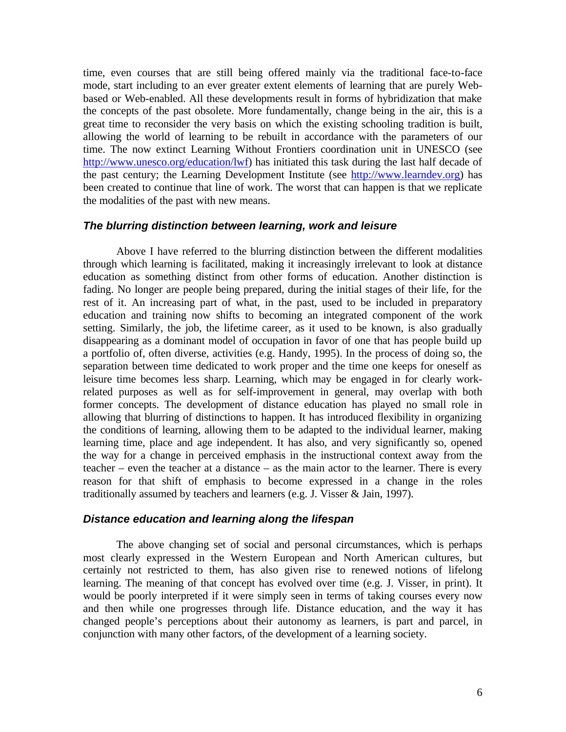time, even courses that are still being offered mainly via the traditional face-to-face mode, start including to an ever greater extent elements of learning that are purely Web-based or Web-enabled. All these developments result in forms of hybridization that make the concepts of the past obsolete. More fundamentally, change being in the air, this is a great time to reconsider the very basis on which the existing schooling tradition is built, allowing the world of learning to be rebuilt in accordance with the parameters of our time. The now extinct Learning Without Frontiers coordination unit in UNESCO (see [http://www.unesco.org/education/lwf](http://www.unesco.org/education/lwf)) has initiated this task during the last half decade of the past century; the Learning Development Institute (see [http://www.learndev.org](http://www.learndev.org)) has been created to continue that line of work. The worst that can happen is that we replicate the modalities of the past with new means.

### *The blurring distinction between learning, work and leisure*

Above I have referred to the blurring distinction between the different modalities through which learning is facilitated, making it increasingly irrelevant to look at distance education as something distinct from other forms of education. Another distinction is fading. No longer are people being prepared, during the initial stages of their life, for the rest of it. An increasing part of what, in the past, used to be included in preparatory education and training now shifts to becoming an integrated component of the work setting. Similarly, the job, the lifetime career, as it used to be known, is also gradually disappearing as a dominant model of occupation in favor of one that has people build up a portfolio of, often diverse, activities (e.g. Handy, 1995). In the process of doing so, the separation between time dedicated to work proper and the time one keeps for oneself as leisure time becomes less sharp. Learning, which may be engaged in for clearly work-related purposes as well as for self-improvement in general, may overlap with both former concepts. The development of distance education has played no small role in allowing that blurring of distinctions to happen. It has introduced flexibility in organizing the conditions of learning, allowing them to be adapted to the individual learner, making learning time, place and age independent. It has also, and very significantly so, opened the way for a change in perceived emphasis in the instructional context away from the teacher – even the teacher at a distance – as the main actor to the learner. There is every reason for that shift of emphasis to become expressed in a change in the roles traditionally assumed by teachers and learners (e.g. J. Visser & Jain, 1997).

### *Distance education and learning along the lifespan*

The above changing set of social and personal circumstances, which is perhaps most clearly expressed in the Western European and North American cultures, but certainly not restricted to them, has also given rise to renewed notions of lifelong learning. The meaning of that concept has evolved over time (e.g. J. Visser, in print). It would be poorly interpreted if it were simply seen in terms of taking courses every now and then while one progresses through life. Distance education, and the way it has changed people's perceptions about their autonomy as learners, is part and parcel, in conjunction with many other factors, of the development of a learning society.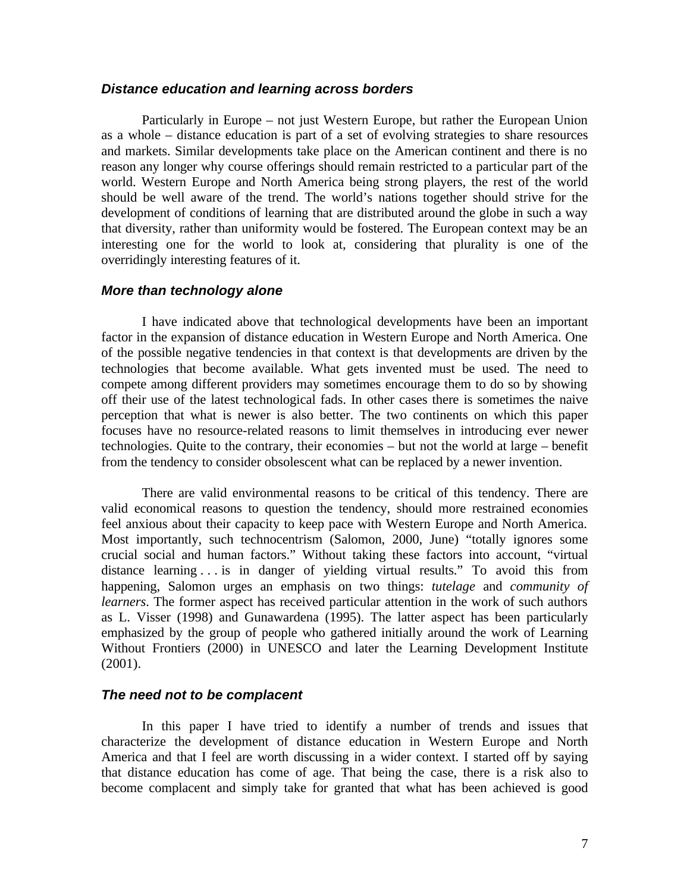### *Distance education and learning across borders*

Particularly in Europe – not just Western Europe, but rather the European Union as a whole – distance education is part of a set of evolving strategies to share resources and markets. Similar developments take place on the American continent and there is no reason any longer why course offerings should remain restricted to a particular part of the world. Western Europe and North America being strong players, the rest of the world should be well aware of the trend. The world's nations together should strive for the development of conditions of learning that are distributed around the globe in such a way that diversity, rather than uniformity would be fostered. The European context may be an interesting one for the world to look at, considering that plurality is one of the overridingly interesting features of it.

### *More than technology alone*

I have indicated above that technological developments have been an important factor in the expansion of distance education in Western Europe and North America. One of the possible negative tendencies in that context is that developments are driven by the technologies that become available. What gets invented must be used. The need to compete among different providers may sometimes encourage them to do so by showing off their use of the latest technological fads. In other cases there is sometimes the naive perception that what is newer is also better. The two continents on which this paper focuses have no resource-related reasons to limit themselves in introducing ever newer technologies. Quite to the contrary, their economies – but not the world at large – benefit from the tendency to consider obsolescent what can be replaced by a newer invention.

There are valid environmental reasons to be critical of this tendency. There are valid economical reasons to question the tendency, should more restrained economies feel anxious about their capacity to keep pace with Western Europe and North America. Most importantly, such technocentrism (Salomon, 2000, June) "totally ignores some crucial social and human factors." Without taking these factors into account, "virtual distance learning . . . is in danger of yielding virtual results." To avoid this from happening, Salomon urges an emphasis on two things: *tutelage* and *community of learners*. The former aspect has received particular attention in the work of such authors as L. Visser (1998) and Gunawardena (1995). The latter aspect has been particularly emphasized by the group of people who gathered initially around the work of Learning Without Frontiers (2000) in UNESCO and later the Learning Development Institute (2001).

### *The need not to be complacent*

In this paper I have tried to identify a number of trends and issues that characterize the development of distance education in Western Europe and North America and that I feel are worth discussing in a wider context. I started off by saying that distance education has come of age. That being the case, there is a risk also to become complacent and simply take for granted that what has been achieved is good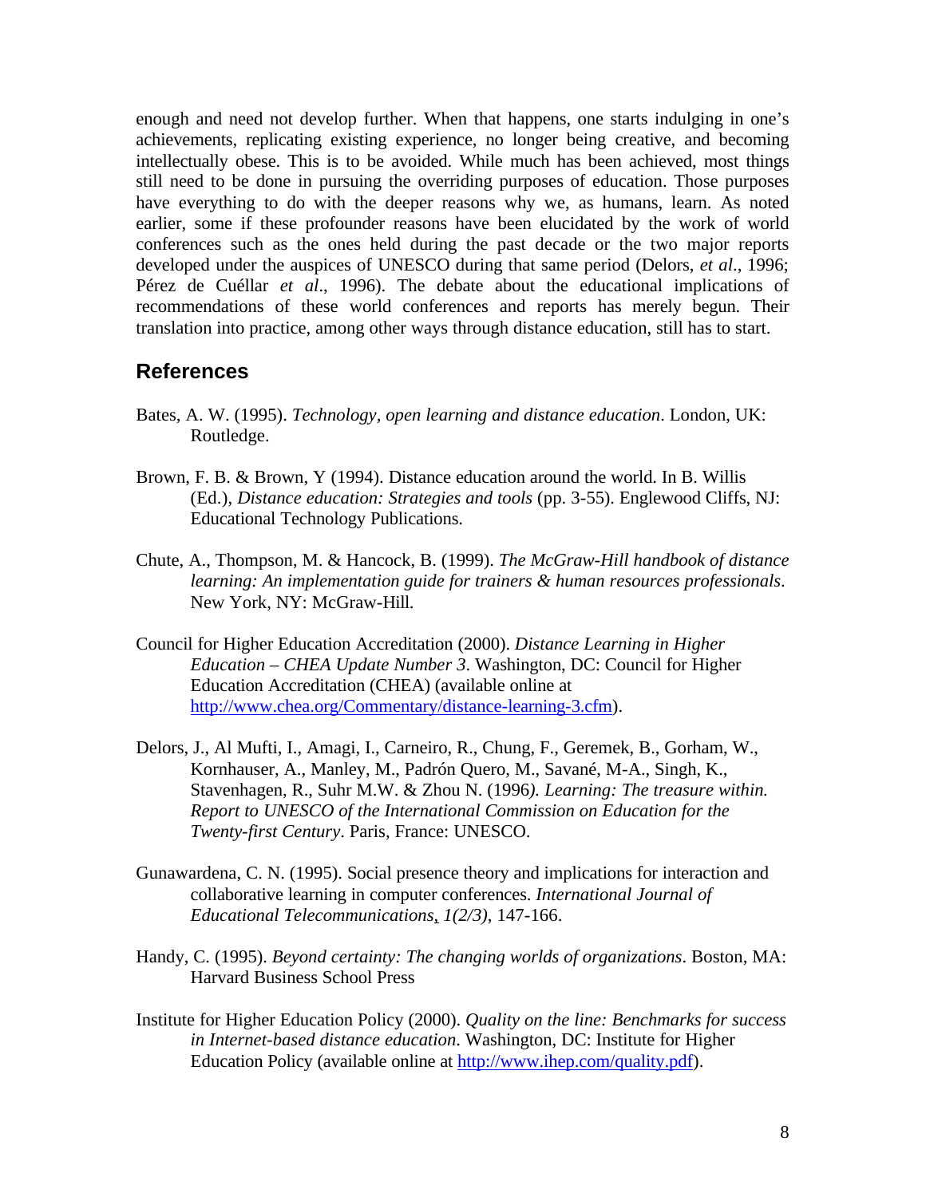enough and need not develop further. When that happens, one starts indulging in one's achievements, replicating existing experience, no longer being creative, and becoming intellectually obese. This is to be avoided. While much has been achieved, most things still need to be done in pursuing the overriding purposes of education. Those purposes have everything to do with the deeper reasons why we, as humans, learn. As noted earlier, some if these profounder reasons have been elucidated by the work of world conferences such as the ones held during the past decade or the two major reports developed under the auspices of UNESCO during that same period (Delors, *et al*., 1996; Pérez de Cuéllar *et al*., 1996). The debate about the educational implications of recommendations of these world conferences and reports has merely begun. Their translation into practice, among other ways through distance education, still has to start.

## References

Bates, A. W. (1995). *Technology, open learning and distance education*. London, UK: Routledge.

Brown, F. B. & Brown, Y (1994). Distance education around the world. In B. Willis (Ed.), *Distance education: Strategies and tools* (pp. 3-55). Englewood Cliffs, NJ: Educational Technology Publications.

Chute, A., Thompson, M. & Hancock, B. (1999). *The McGraw-Hill handbook of distance learning: An implementation guide for trainers & human resources professionals*. New York, NY: McGraw-Hill.

Council for Higher Education Accreditation (2000). *Distance Learning in Higher Education – CHEA Update Number 3*. Washington, DC: Council for Higher Education Accreditation (CHEA) (available online at http://www.chea.org/Commentary/distance-learning-3.cfm).

Delors, J., Al Mufti, I., Amagi, I., Carneiro, R., Chung, F., Geremek, B., Gorham, W., Kornhauser, A., Manley, M., Padrón Quero, M., Savané, M-A., Singh, K., Stavenhagen, R., Suhr M.W. & Zhou N. (1996*). Learning: The treasure within. Report to UNESCO of the International Commission on Education for the Twenty-first Century*. Paris, France: UNESCO.

Gunawardena, C. N. (1995). Social presence theory and implications for interaction and collaborative learning in computer conferences. *International Journal of Educational Telecommunications*, *1(2/3)*, 147-166.

Handy, C. (1995). *Beyond certainty: The changing worlds of organizations*. Boston, MA: Harvard Business School Press

Institute for Higher Education Policy (2000). *Quality on the line: Benchmarks for success in Internet-based distance education*. Washington, DC: Institute for Higher Education Policy (available online at http://www.ihep.com/quality.pdf).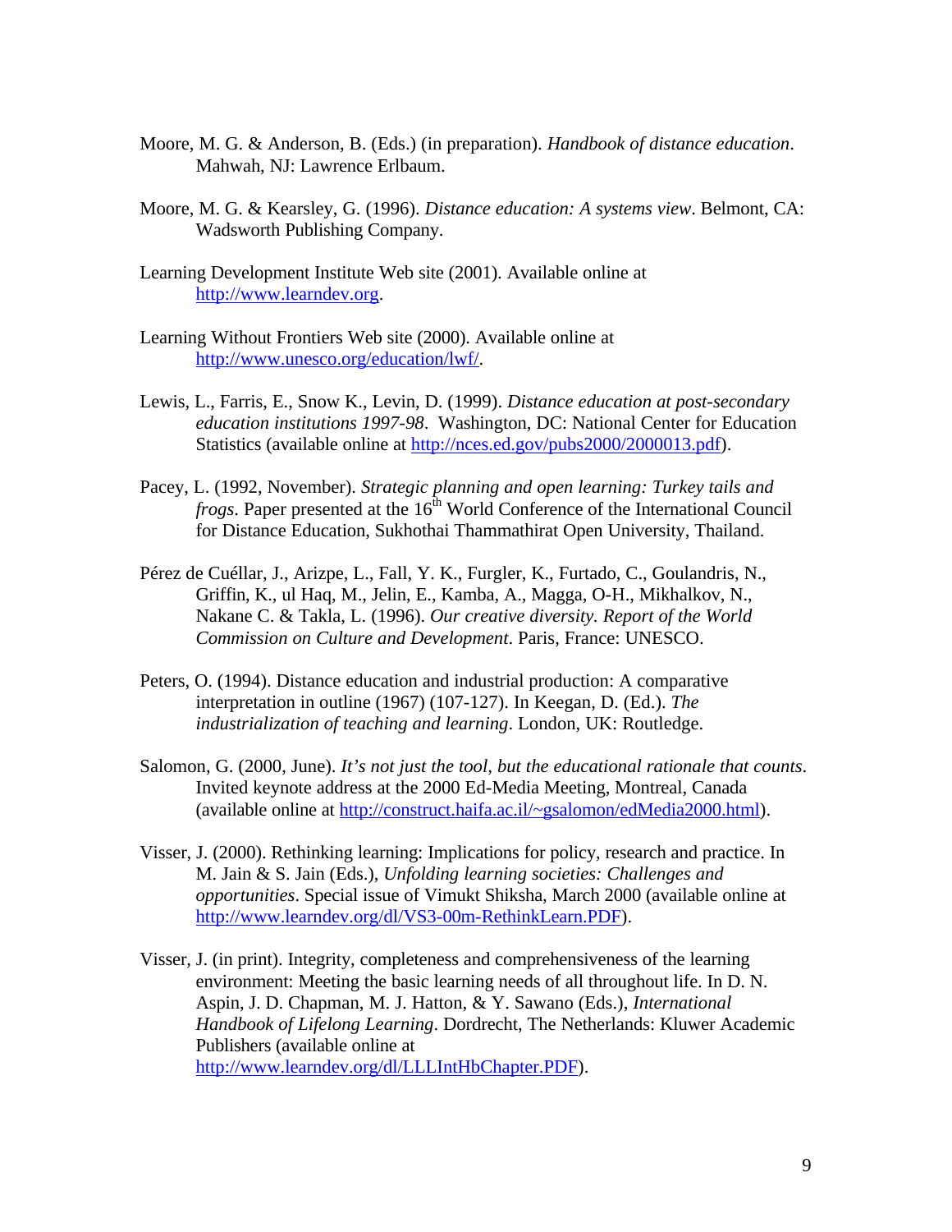Moore, M. G. & Anderson, B. (Eds.) (in preparation). *Handbook of distance education*. Mahwah, NJ: Lawrence Erlbaum.

Moore, M. G. & Kearsley, G. (1996). *Distance education: A systems view*. Belmont, CA: Wadsworth Publishing Company.

Learning Development Institute Web site (2001). Available online at http://www.learndev.org.

Learning Without Frontiers Web site (2000). Available online at http://www.unesco.org/education/lwf/.

Lewis, L., Farris, E., Snow K., Levin, D. (1999). *Distance education at post-secondary education institutions 1997-98*. Washington, DC: National Center for Education Statistics (available online at http://nces.ed.gov/pubs2000/2000013.pdf).

Pacey, L. (1992, November). *Strategic planning and open learning: Turkey tails and frogs*. Paper presented at the 16th World Conference of the International Council for Distance Education, Sukhothai Thammathirat Open University, Thailand.

Pérez de Cuéllar, J., Arizpe, L., Fall, Y. K., Furgler, K., Furtado, C., Goulandris, N., Griffin, K., ul Haq, M., Jelin, E., Kamba, A., Magga, O-H., Mikhalkov, N., Nakane C. & Takla, L. (1996). *Our creative diversity. Report of the World Commission on Culture and Development*. Paris, France: UNESCO.

Peters, O. (1994). Distance education and industrial production: A comparative interpretation in outline (1967) (107-127). In Keegan, D. (Ed.). *The industrialization of teaching and learning*. London, UK: Routledge.

Salomon, G. (2000, June). *It's not just the tool, but the educational rationale that counts*. Invited keynote address at the 2000 Ed-Media Meeting, Montreal, Canada (available online at http://construct.haifa.ac.il/~gsalomon/edMedia2000.html).

Visser, J. (2000). Rethinking learning: Implications for policy, research and practice. In M. Jain & S. Jain (Eds.), *Unfolding learning societies: Challenges and opportunities*. Special issue of Vimukt Shiksha, March 2000 (available online at http://www.learndev.org/dl/VS3-00m-RethinkLearn.PDF).

Visser, J. (in print). Integrity, completeness and comprehensiveness of the learning environment: Meeting the basic learning needs of all throughout life. In D. N. Aspin, J. D. Chapman, M. J. Hatton, & Y. Sawano (Eds.), *International Handbook of Lifelong Learning*. Dordrecht, The Netherlands: Kluwer Academic Publishers (available online at http://www.learndev.org/dl/LLLIntHbChapter.PDF).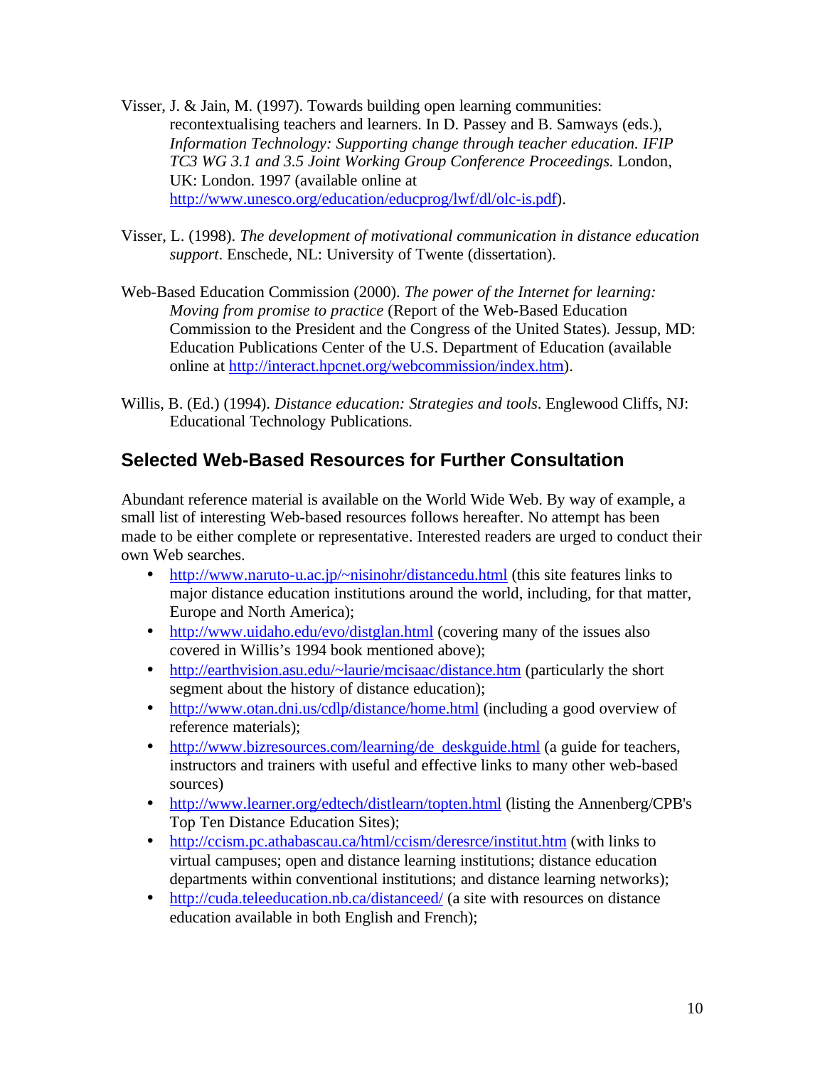Visser, J. & Jain, M. (1997). Towards building open learning communities: recontextualising teachers and learners. In D. Passey and B. Samways (eds.), *Information Technology: Supporting change through teacher education. IFIP TC3 WG 3.1 and 3.5 Joint Working Group Conference Proceedings.* London, UK: London. 1997 (available online at http://www.unesco.org/education/educprog/lwf/dl/olc-is.pdf).

Visser, L. (1998). *The development of motivational communication in distance education support*. Enschede, NL: University of Twente (dissertation).

Web-Based Education Commission (2000). *The power of the Internet for learning: Moving from promise to practice* (Report of the Web-Based Education Commission to the President and the Congress of the United States). Jessup, MD: Education Publications Center of the U.S. Department of Education (available online at http://interact.hpcnet.org/webcommission/index.htm).

Willis, B. (Ed.) (1994). *Distance education: Strategies and tools*. Englewood Cliffs, NJ: Educational Technology Publications.

## Selected Web-Based Resources for Further Consultation

Abundant reference material is available on the World Wide Web. By way of example, a small list of interesting Web-based resources follows hereafter. No attempt has been made to be either complete or representative. Interested readers are urged to conduct their own Web searches.

- http://www.naruto-u.ac.jp/~nisinohr/distancedu.html (this site features links to major distance education institutions around the world, including, for that matter, Europe and North America);
- http://www.uidaho.edu/evo/distglan.html (covering many of the issues also covered in Willis's 1994 book mentioned above);
- http://earthvision.asu.edu/~laurie/mcisaac/distance.htm (particularly the short segment about the history of distance education);
- http://www.otan.dni.us/cdlp/distance/home.html (including a good overview of reference materials);
- http://www.bizresources.com/learning/de_deskguide.html (a guide for teachers, instructors and trainers with useful and effective links to many other web-based sources)
- http://www.learner.org/edtech/distlearn/topten.html (listing the Annenberg/CPB's Top Ten Distance Education Sites);
- http://ccism.pc.athabascau.ca/html/ccism/deresrce/institut.htm (with links to virtual campuses; open and distance learning institutions; distance education departments within conventional institutions; and distance learning networks);
- http://cuda.teleeducation.nb.ca/distanceed/ (a site with resources on distance education available in both English and French);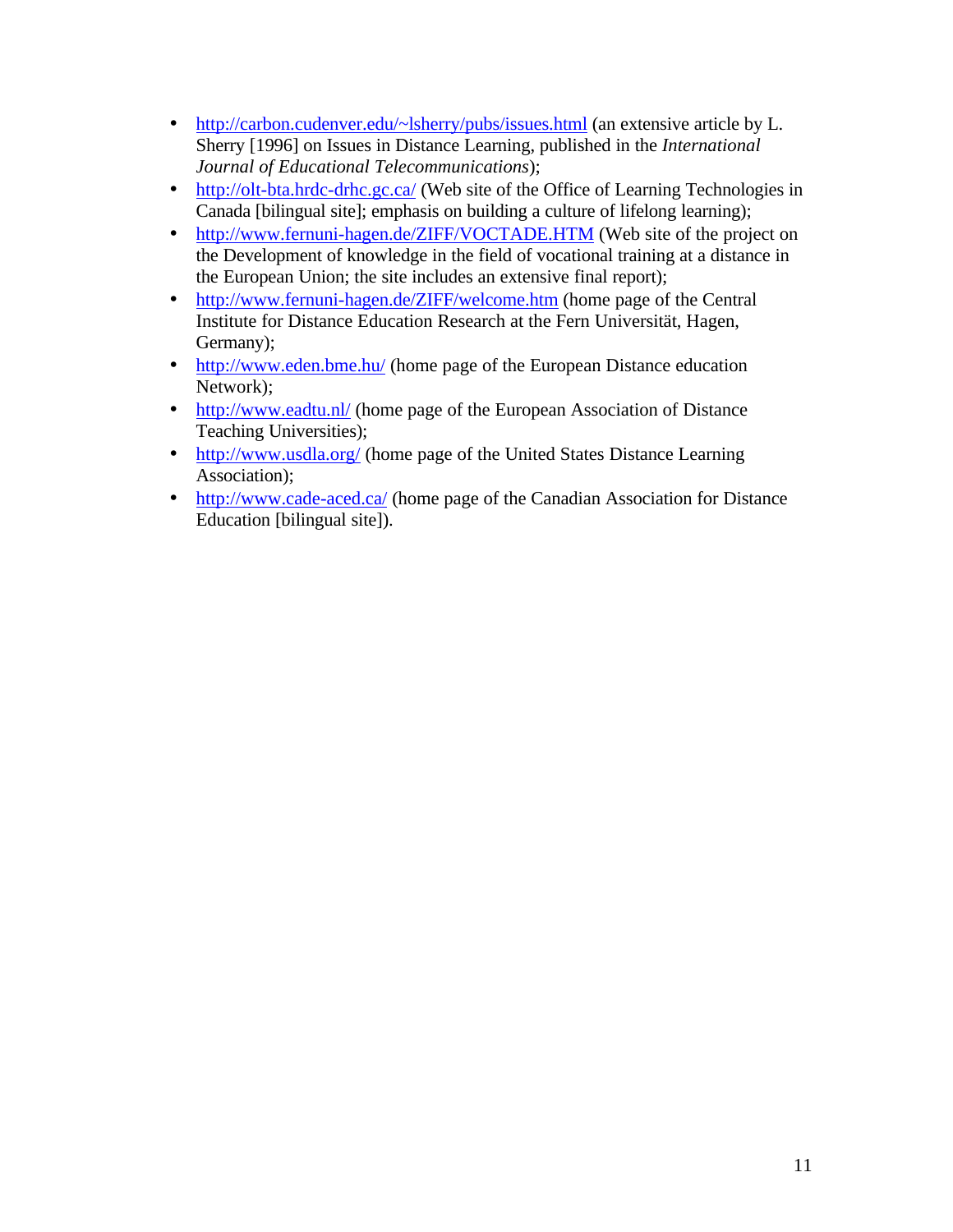- http://carbon.cudenver.edu/~lsherry/pubs/issues.html (an extensive article by L. Sherry [1996] on Issues in Distance Learning, published in the *International Journal of Educational Telecommunications*);
- http://olt-bta.hrdc-drhc.gc.ca/ (Web site of the Office of Learning Technologies in Canada [bilingual site]; emphasis on building a culture of lifelong learning);
- http://www.fernuni-hagen.de/ZIFF/VOCTADE.HTM (Web site of the project on the Development of knowledge in the field of vocational training at a distance in the European Union; the site includes an extensive final report);
- http://www.fernuni-hagen.de/ZIFF/welcome.htm (home page of the Central Institute for Distance Education Research at the Fern Universität, Hagen, Germany);
- http://www.eden.bme.hu/ (home page of the European Distance education Network);
- http://www.eadtu.nl/ (home page of the European Association of Distance Teaching Universities);
- http://www.usdla.org/ (home page of the United States Distance Learning Association);
- http://www.cade-aced.ca/ (home page of the Canadian Association for Distance Education [bilingual site]).